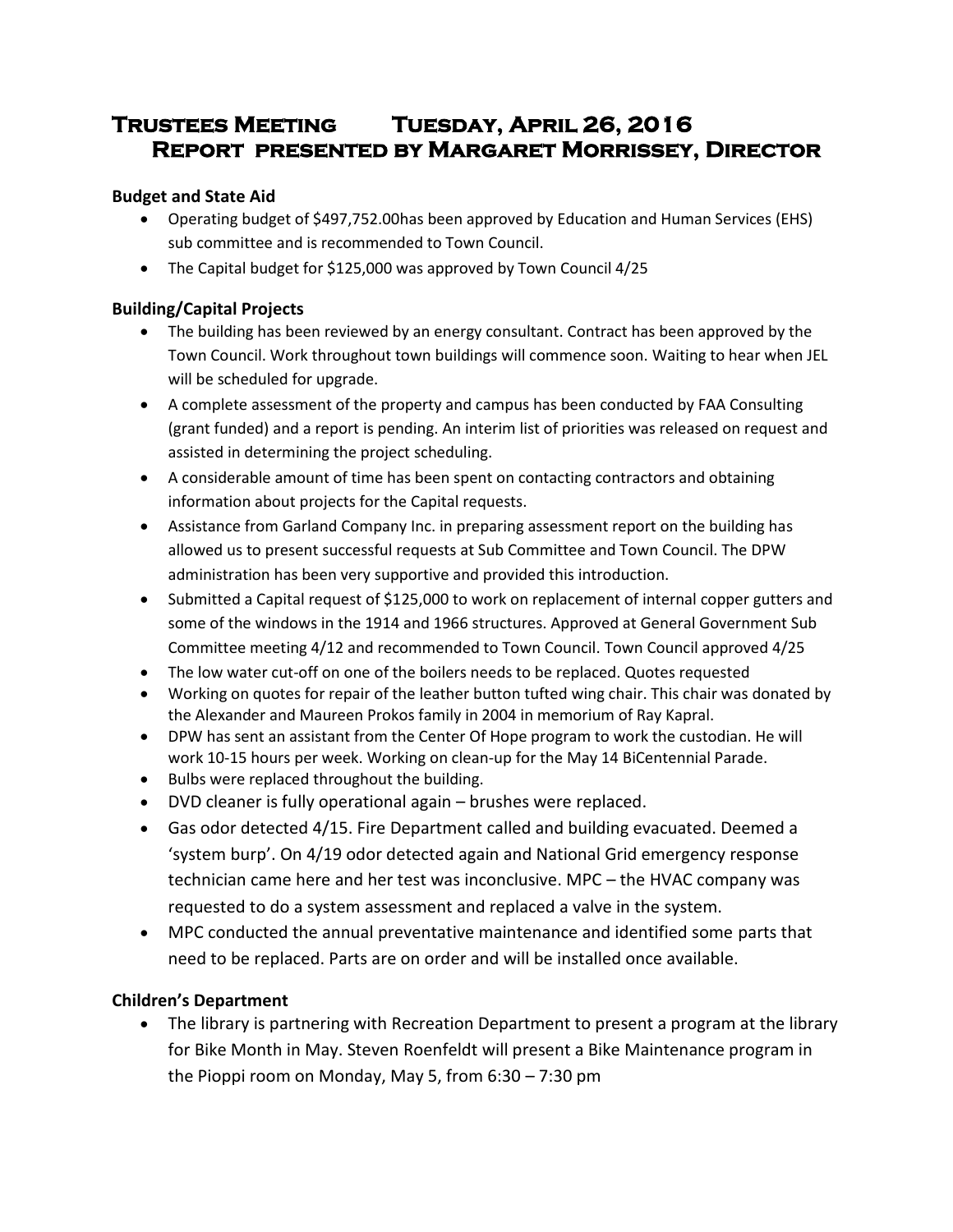# Trustees Meeting Tuesday, April 26, 2016
## Report presented by Margaret Morrissey, Director

**Budget and State Aid**

- Operating budget of $497,752.00has been approved by Education and Human Services (EHS) sub committee and is recommended to Town Council.
- The Capital budget for $125,000 was approved by Town Council 4/25

**Building/Capital Projects**

- The building has been reviewed by an energy consultant. Contract has been approved by the Town Council. Work throughout town buildings will commence soon. Waiting to hear when JEL will be scheduled for upgrade.
- A complete assessment of the property and campus has been conducted by FAA Consulting (grant funded) and a report is pending. An interim list of priorities was released on request and assisted in determining the project scheduling.
- A considerable amount of time has been spent on contacting contractors and obtaining information about projects for the Capital requests.
- Assistance from Garland Company Inc. in preparing assessment report on the building has allowed us to present successful requests at Sub Committee and Town Council. The DPW administration has been very supportive and provided this introduction.
- Submitted a Capital request of $125,000 to work on replacement of internal copper gutters and some of the windows in the 1914 and 1966 structures. Approved at General Government Sub Committee meeting 4/12 and recommended to Town Council. Town Council approved 4/25
- The low water cut-off on one of the boilers needs to be replaced. Quotes requested
- Working on quotes for repair of the leather button tufted wing chair. This chair was donated by the Alexander and Maureen Prokos family in 2004 in memorium of Ray Kapral.
- DPW has sent an assistant from the Center Of Hope program to work the custodian. He will work 10-15 hours per week. Working on clean-up for the May 14 BiCentennial Parade.
- Bulbs were replaced throughout the building.
- DVD cleaner is fully operational again – brushes were replaced.
- Gas odor detected 4/15. Fire Department called and building evacuated. Deemed a 'system burp'. On 4/19 odor detected again and National Grid emergency response technician came here and her test was inconclusive. MPC – the HVAC company was requested to do a system assessment and replaced a valve in the system.
- MPC conducted the annual preventative maintenance and identified some parts that need to be replaced. Parts are on order and will be installed once available.

**Children's Department**

- The library is partnering with Recreation Department to present a program at the library for Bike Month in May. Steven Roenfeldt will present a Bike Maintenance program in the Pioppi room on Monday, May 5, from 6:30 – 7:30 pm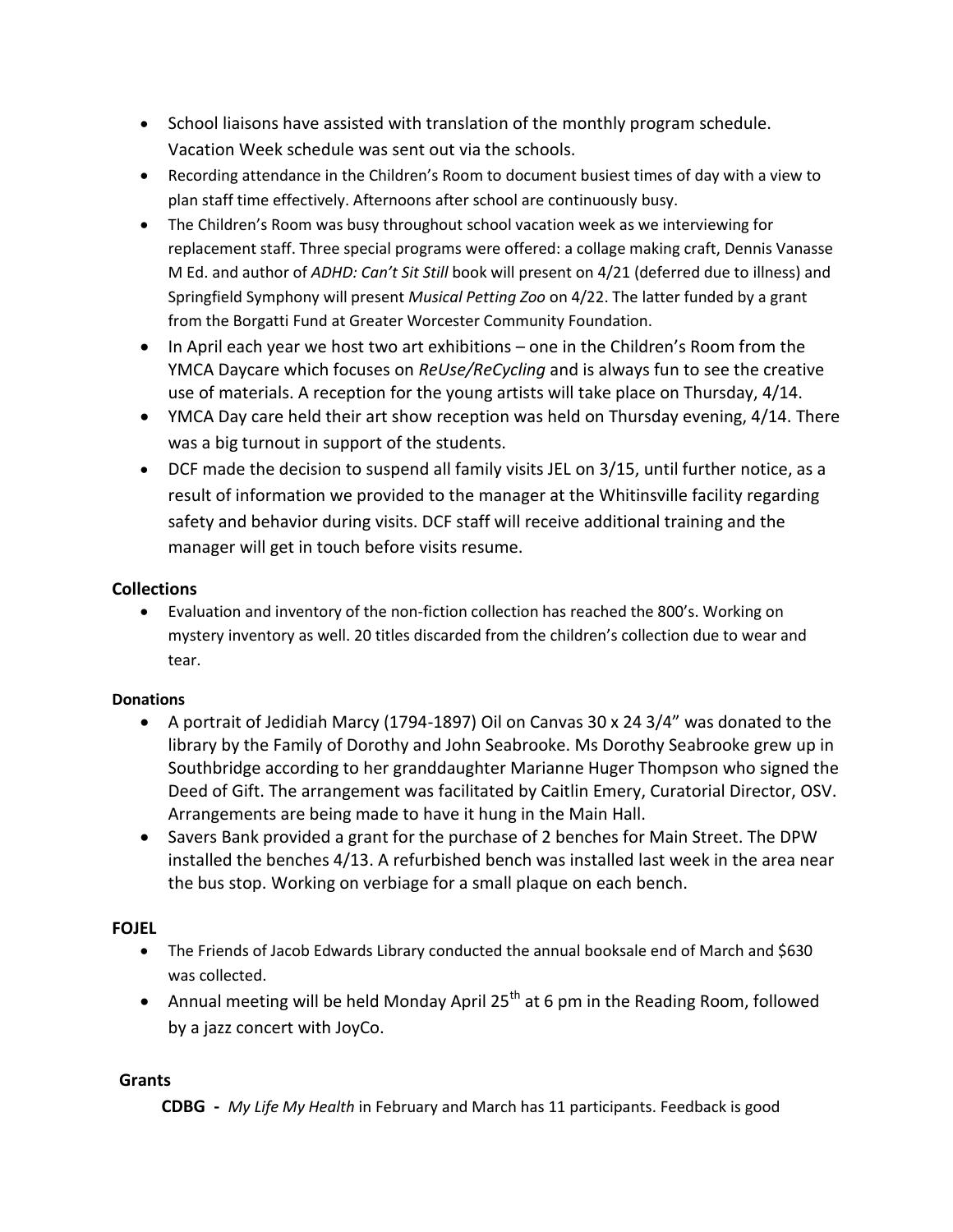- School liaisons have assisted with translation of the monthly program schedule. Vacation Week schedule was sent out via the schools.
- Recording attendance in the Children's Room to document busiest times of day with a view to plan staff time effectively. Afternoons after school are continuously busy.
- The Children's Room was busy throughout school vacation week as we interviewing for replacement staff. Three special programs were offered: a collage making craft, Dennis Vanasse M Ed. and author of *ADHD: Can't Sit Still* book will present on 4/21 (deferred due to illness) and Springfield Symphony will present *Musical Petting Zoo* on 4/22. The latter funded by a grant from the Borgatti Fund at Greater Worcester Community Foundation.
- In April each year we host two art exhibitions – one in the Children's Room from the YMCA Daycare which focuses on *ReUse/ReCycling* and is always fun to see the creative use of materials. A reception for the young artists will take place on Thursday, 4/14.
- YMCA Day care held their art show reception was held on Thursday evening, 4/14. There was a big turnout in support of the students.
- DCF made the decision to suspend all family visits JEL on 3/15, until further notice, as a result of information we provided to the manager at the Whitinsville facility regarding safety and behavior during visits. DCF staff will receive additional training and the manager will get in touch before visits resume.

### Collections

- Evaluation and inventory of the non-fiction collection has reached the 800's. Working on mystery inventory as well. 20 titles discarded from the children's collection due to wear and tear.

#### Donations

- A portrait of Jedidiah Marcy (1794-1897) Oil on Canvas 30 x 24 3/4" was donated to the library by the Family of Dorothy and John Seabrooke. Ms Dorothy Seabrooke grew up in Southbridge according to her granddaughter Marianne Huger Thompson who signed the Deed of Gift. The arrangement was facilitated by Caitlin Emery, Curatorial Director, OSV. Arrangements are being made to have it hung in the Main Hall.
- Savers Bank provided a grant for the purchase of 2 benches for Main Street. The DPW installed the benches 4/13. A refurbished bench was installed last week in the area near the bus stop. Working on verbiage for a small plaque on each bench.

### FOJEL

- The Friends of Jacob Edwards Library conducted the annual booksale end of March and $630 was collected.
- Annual meeting will be held Monday April 25th at 6 pm in the Reading Room, followed by a jazz concert with JoyCo.

### Grants

**CDBG -** *My Life My Health* in February and March has 11 participants. Feedback is good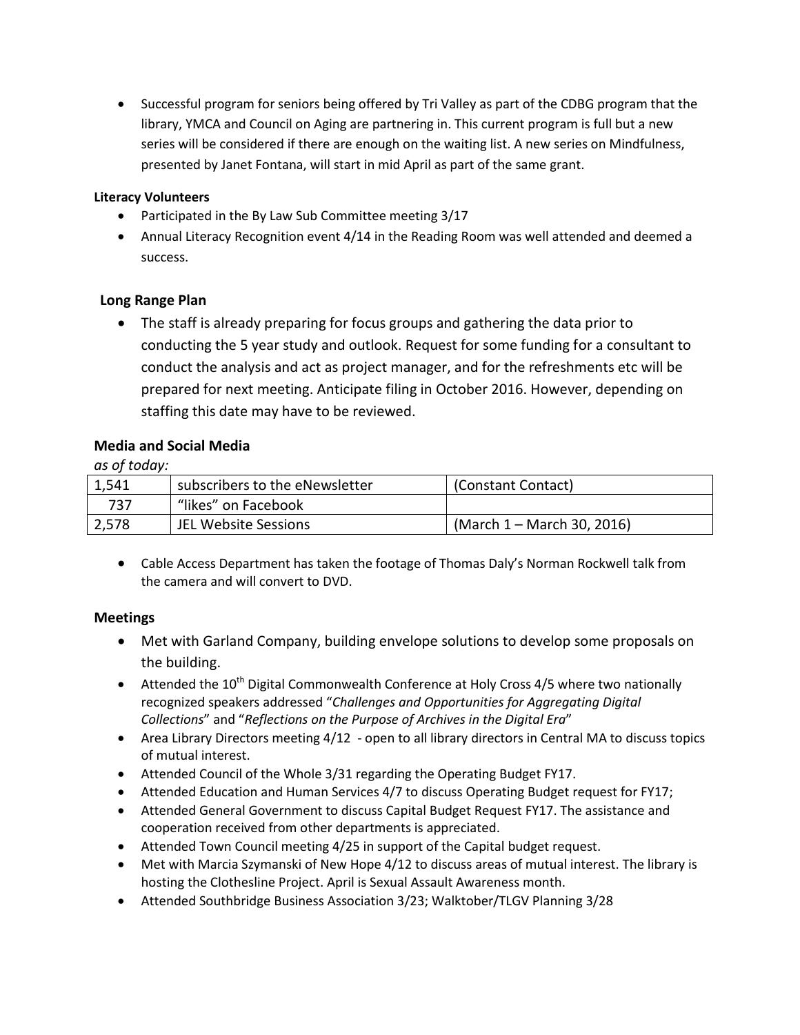- Successful program for seniors being offered by Tri Valley as part of the CDBG program that the library, YMCA and Council on Aging are partnering in. This current program is full but a new series will be considered if there are enough on the waiting list. A new series on Mindfulness, presented by Janet Fontana, will start in mid April as part of the same grant.

**Literacy Volunteers**

- Participated in the By Law Sub Committee meeting 3/17
- Annual Literacy Recognition event 4/14 in the Reading Room was well attended and deemed a success.

## Long Range Plan

- The staff is already preparing for focus groups and gathering the data prior to conducting the 5 year study and outlook. Request for some funding for a consultant to conduct the analysis and act as project manager, and for the refreshments etc will be prepared for next meeting. Anticipate filing in October 2016. However, depending on staffing this date may have to be reviewed.

## Media and Social Media

*as of today:*

| 1,541 | subscribers to the eNewsletter | (Constant Contact) |
|---|---|---|
| 737 | "likes" on Facebook | |
| 2,578 | JEL Website Sessions | (March 1 – March 30, 2016) |

- Cable Access Department has taken the footage of Thomas Daly's Norman Rockwell talk from the camera and will convert to DVD.

## Meetings

- Met with Garland Company, building envelope solutions to develop some proposals on the building.
- Attended the 10th Digital Commonwealth Conference at Holy Cross 4/5 where two nationally recognized speakers addressed "*Challenges and Opportunities for Aggregating Digital Collections*" and "*Reflections on the Purpose of Archives in the Digital Era*"
- Area Library Directors meeting 4/12 - open to all library directors in Central MA to discuss topics of mutual interest.
- Attended Council of the Whole 3/31 regarding the Operating Budget FY17.
- Attended Education and Human Services 4/7 to discuss Operating Budget request for FY17;
- Attended General Government to discuss Capital Budget Request FY17. The assistance and cooperation received from other departments is appreciated.
- Attended Town Council meeting 4/25 in support of the Capital budget request.
- Met with Marcia Szymanski of New Hope 4/12 to discuss areas of mutual interest. The library is hosting the Clothesline Project. April is Sexual Assault Awareness month.
- Attended Southbridge Business Association 3/23; Walktober/TLGV Planning 3/28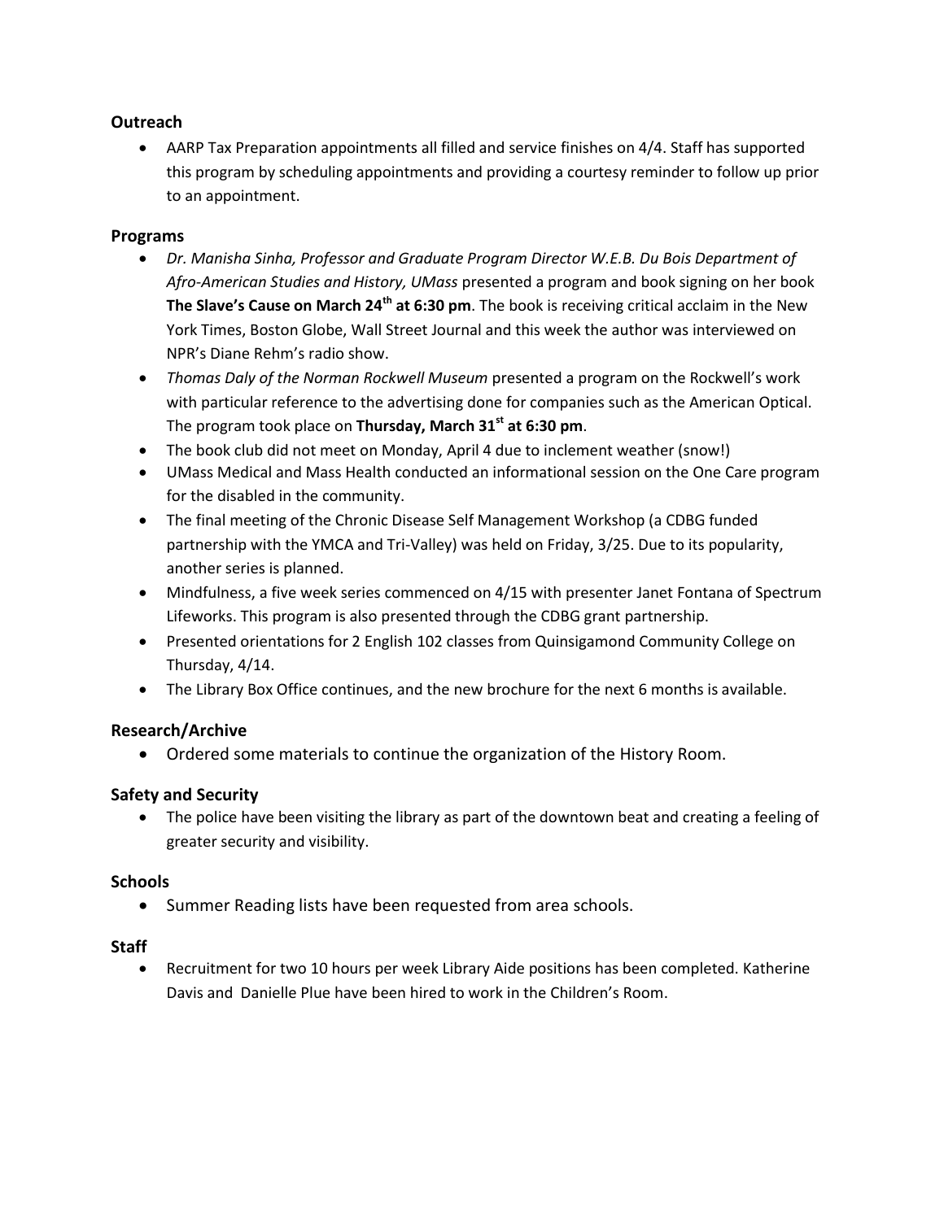### Outreach

- AARP Tax Preparation appointments all filled and service finishes on 4/4. Staff has supported this program by scheduling appointments and providing a courtesy reminder to follow up prior to an appointment.

### Programs

- *Dr. Manisha Sinha, Professor and Graduate Program Director W.E.B. Du Bois Department of Afro-American Studies and History, UMass* presented a program and book signing on her book **The Slave's Cause on March 24th at 6:30 pm**. The book is receiving critical acclaim in the New York Times, Boston Globe, Wall Street Journal and this week the author was interviewed on NPR's Diane Rehm's radio show.
- *Thomas Daly of the Norman Rockwell Museum* presented a program on the Rockwell's work with particular reference to the advertising done for companies such as the American Optical. The program took place on **Thursday, March 31st at 6:30 pm**.
- The book club did not meet on Monday, April 4 due to inclement weather (snow!)
- UMass Medical and Mass Health conducted an informational session on the One Care program for the disabled in the community.
- The final meeting of the Chronic Disease Self Management Workshop (a CDBG funded partnership with the YMCA and Tri-Valley) was held on Friday, 3/25. Due to its popularity, another series is planned.
- Mindfulness, a five week series commenced on 4/15 with presenter Janet Fontana of Spectrum Lifeworks. This program is also presented through the CDBG grant partnership.
- Presented orientations for 2 English 102 classes from Quinsigamond Community College on Thursday, 4/14.
- The Library Box Office continues, and the new brochure for the next 6 months is available.

### Research/Archive

- Ordered some materials to continue the organization of the History Room.

### Safety and Security

- The police have been visiting the library as part of the downtown beat and creating a feeling of greater security and visibility.

### Schools

- Summer Reading lists have been requested from area schools.

### Staff

- Recruitment for two 10 hours per week Library Aide positions has been completed. Katherine Davis and Danielle Plue have been hired to work in the Children's Room.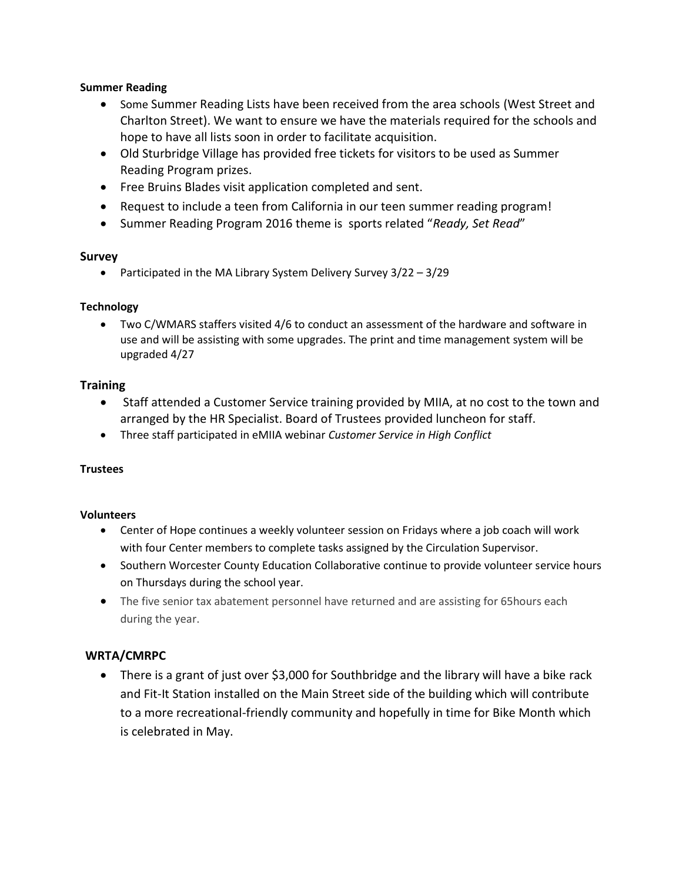**Summer Reading**

- Some Summer Reading Lists have been received from the area schools (West Street and Charlton Street). We want to ensure we have the materials required for the schools and hope to have all lists soon in order to facilitate acquisition.
- Old Sturbridge Village has provided free tickets for visitors to be used as Summer Reading Program prizes.
- Free Bruins Blades visit application completed and sent.
- Request to include a teen from California in our teen summer reading program!
- Summer Reading Program 2016 theme is sports related "*Ready, Set Read*"

**Survey**

- Participated in the MA Library System Delivery Survey 3/22 – 3/29

**Technology**

- Two C/WMARS staffers visited 4/6 to conduct an assessment of the hardware and software in use and will be assisting with some upgrades. The print and time management system will be upgraded 4/27

**Training**

- Staff attended a Customer Service training provided by MIIA, at no cost to the town and arranged by the HR Specialist. Board of Trustees provided luncheon for staff.
- Three staff participated in eMIIA webinar *Customer Service in High Conflict*

**Trustees**

**Volunteers**

- Center of Hope continues a weekly volunteer session on Fridays where a job coach will work with four Center members to complete tasks assigned by the Circulation Supervisor.
- Southern Worcester County Education Collaborative continue to provide volunteer service hours on Thursdays during the school year.
- The five senior tax abatement personnel have returned and are assisting for 65hours each during the year.

**WRTA/CMRPC**

- There is a grant of just over $3,000 for Southbridge and the library will have a bike rack and Fit-It Station installed on the Main Street side of the building which will contribute to a more recreational-friendly community and hopefully in time for Bike Month which is celebrated in May.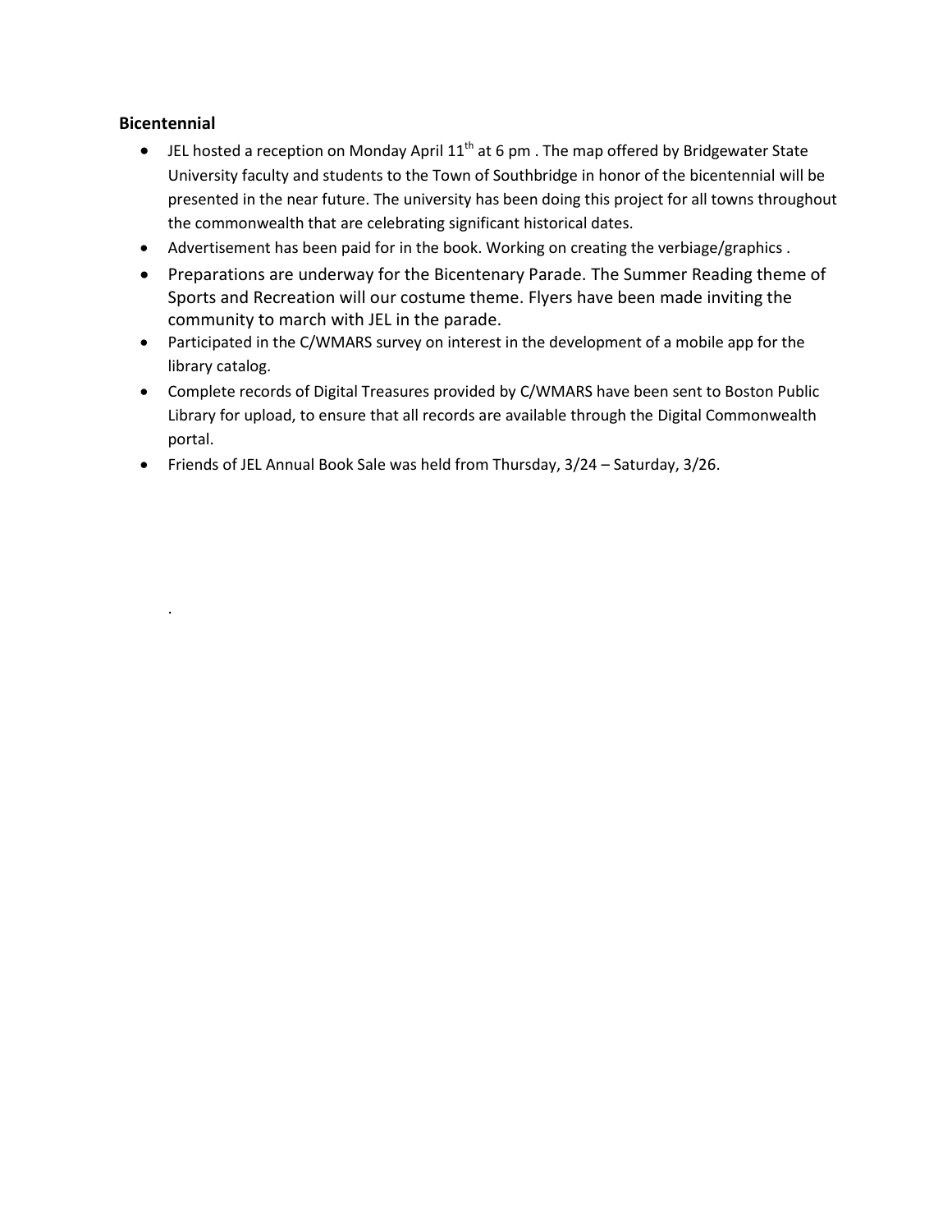**Bicentennial**

- JEL hosted a reception on Monday April 11th at 6 pm . The map offered by Bridgewater State University faculty and students to the Town of Southbridge in honor of the bicentennial will be presented in the near future. The university has been doing this project for all towns throughout the commonwealth that are celebrating significant historical dates.
- Advertisement has been paid for in the book. Working on creating the verbiage/graphics .
- Preparations are underway for the Bicentenary Parade. The Summer Reading theme of Sports and Recreation will our costume theme. Flyers have been made inviting the community to march with JEL in the parade.
- Participated in the C/WMARS survey on interest in the development of a mobile app for the library catalog.
- Complete records of Digital Treasures provided by C/WMARS have been sent to Boston Public Library for upload, to ensure that all records are available through the Digital Commonwealth portal.
- Friends of JEL Annual Book Sale was held from Thursday, 3/24 – Saturday, 3/26.

.